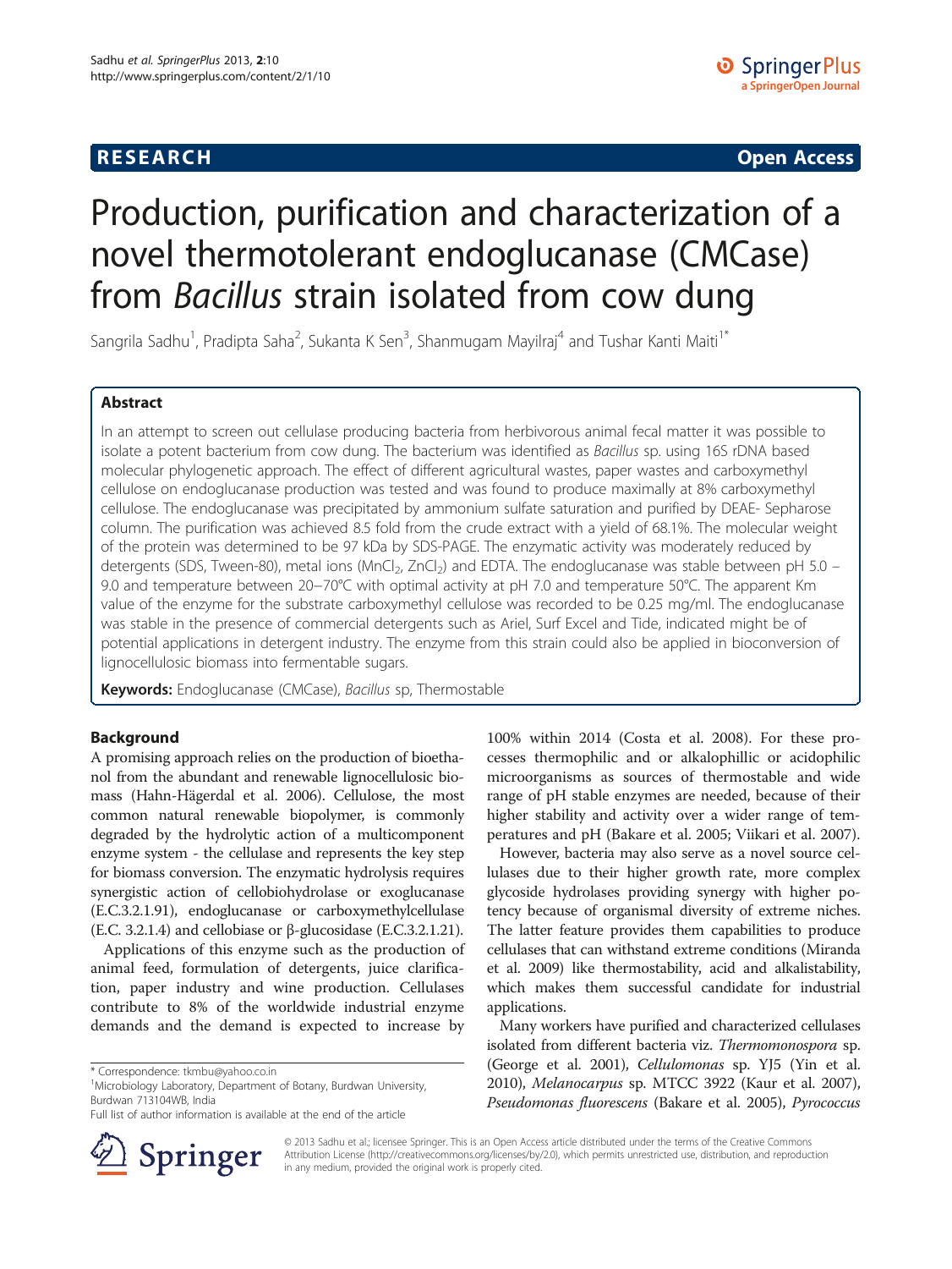## RESEARCH Open Access

# Production, purification and characterization of a novel thermotolerant endoglucanase (CMCase) from *Bacillus* strain isolated from cow dung

Sangrila Sadhu[1], Pradipta Saha[2], Sukanta K Sen[3], Shanmugam Mayilraj[4] and Tushar Kanti Maiti[1*]

## Abstract

In an attempt to screen out cellulase producing bacteria from herbivorous animal fecal matter it was possible to isolate a potent bacterium from cow dung. The bacterium was identified as *Bacillus* sp. using 16S rDNA based molecular phylogenetic approach. The effect of different agricultural wastes, paper wastes and carboxymethyl cellulose on endoglucanase production was tested and was found to produce maximally at 8% carboxymethyl cellulose. The endoglucanase was precipitated by ammonium sulfate saturation and purified by DEAE- Sepharose column. The purification was achieved 8.5 fold from the crude extract with a yield of 68.1%. The molecular weight of the protein was determined to be 97 kDa by SDS-PAGE. The enzymatic activity was moderately reduced by detergents (SDS, Tween-80), metal ions ($MnCl_2$, $ZnCl_2$) and EDTA. The endoglucanase was stable between pH 5.0 – 9.0 and temperature between 20–70°C with optimal activity at pH 7.0 and temperature 50°C. The apparent Km value of the enzyme for the substrate carboxymethyl cellulose was recorded to be 0.25 mg/ml. The endoglucanase was stable in the presence of commercial detergents such as Ariel, Surf Excel and Tide, indicated might be of potential applications in detergent industry. The enzyme from this strain could also be applied in bioconversion of lignocellulosic biomass into fermentable sugars.

**Keywords:** Endoglucanase (CMCase), *Bacillus* sp, Thermostable

## Background

A promising approach relies on the production of bioethanol from the abundant and renewable lignocellulosic biomass (Hahn-Hägerdal et al. 2006). Cellulose, the most common natural renewable biopolymer, is commonly degraded by the hydrolytic action of a multicomponent enzyme system - the cellulase and represents the key step for biomass conversion. The enzymatic hydrolysis requires synergistic action of cellobiohydrolase or exoglucanase (E.C.3.2.1.91), endoglucanase or carboxymethylcellulase (E.C. 3.2.1.4) and cellobiase or β-glucosidase (E.C.3.2.1.21).

Applications of this enzyme such as the production of animal feed, formulation of detergents, juice clarification, paper industry and wine production. Cellulases contribute to 8% of the worldwide industrial enzyme demands and the demand is expected to increase by 100% within 2014 (Costa et al. 2008). For these processes thermophilic and or alkalophillic or acidophilic microorganisms as sources of thermostable and wide range of pH stable enzymes are needed, because of their higher stability and activity over a wider range of temperatures and pH (Bakare et al. 2005; Viikari et al. 2007).

However, bacteria may also serve as a novel source cellulases due to their higher growth rate, more complex glycoside hydrolases providing synergy with higher potency because of organismal diversity of extreme niches. The latter feature provides them capabilities to produce cellulases that can withstand extreme conditions (Miranda et al. 2009) like thermostability, acid and alkalistability, which makes them successful candidate for industrial applications.

Many workers have purified and characterized cellulases isolated from different bacteria viz. *Thermomonospora* sp. (George et al. 2001), *Cellulomonas* sp. YJ5 (Yin et al. 2010), *Melanocarpus* sp. MTCC 3922 (Kaur et al. 2007), *Pseudomonas fluorescens* (Bakare et al. 2005), *Pyrococcus*

\* Correspondence: tkmbu@yahoo.co.in
[1]Microbiology Laboratory, Department of Botany, Burdwan University, Burdwan 713104WB, India
Full list of author information is available at the end of the article

© 2013 Sadhu et al.; licensee Springer. This is an Open Access article distributed under the terms of the Creative Commons Attribution License (http://creativecommons.org/licenses/by/2.0), which permits unrestricted use, distribution, and reproduction in any medium, provided the original work is properly cited.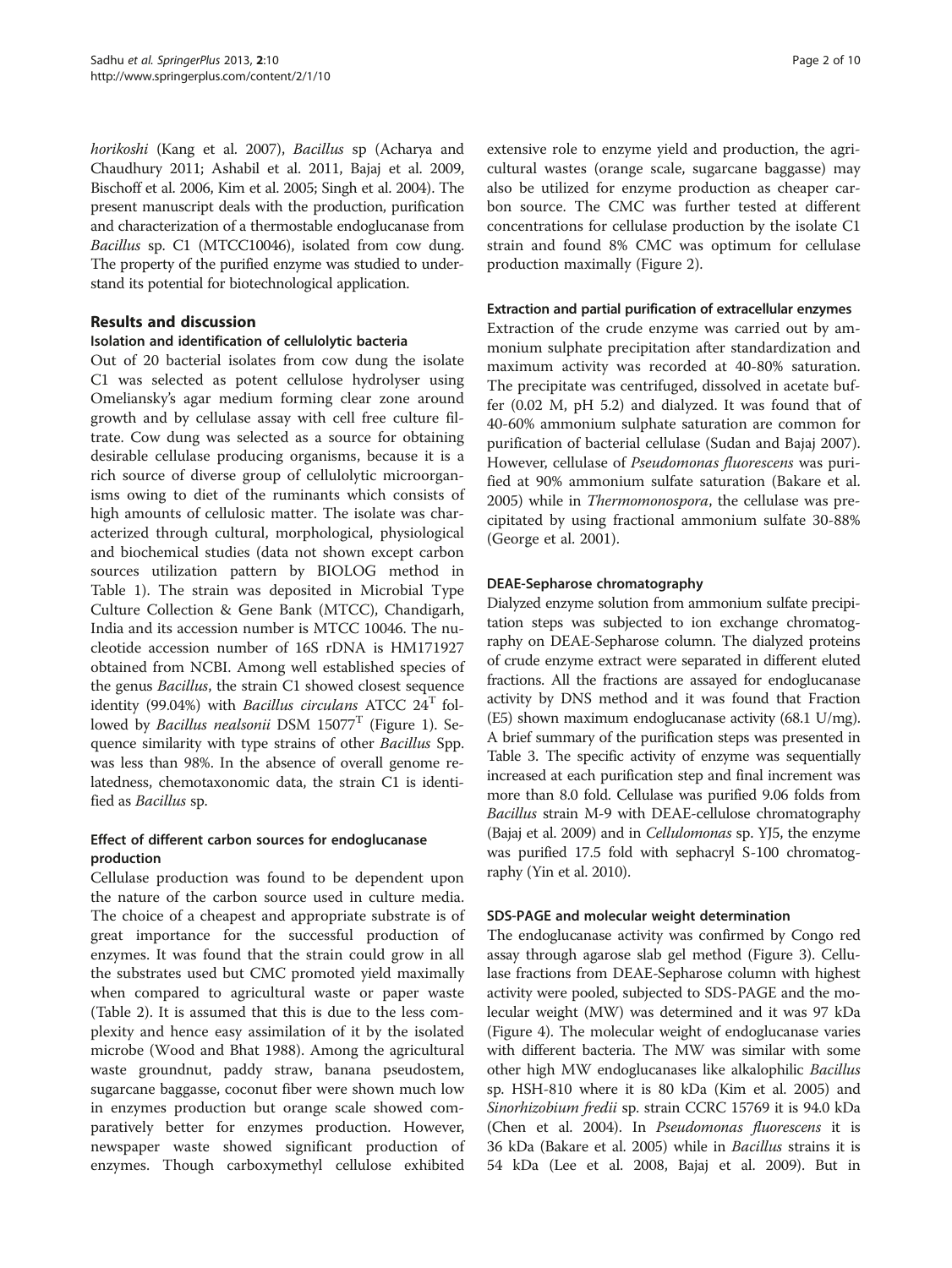*horikoshi* (Kang et al. 2007), *Bacillus* sp (Acharya and Chaudhury 2011; Ashabil et al. 2011, Bajaj et al. 2009, Bischoff et al. 2006, Kim et al. 2005; Singh et al. 2004). The present manuscript deals with the production, purification and characterization of a thermostable endoglucanase from *Bacillus* sp. C1 (MTCC10046), isolated from cow dung. The property of the purified enzyme was studied to understand its potential for biotechnological application.

## Results and discussion

### Isolation and identification of cellulolytic bacteria

Out of 20 bacterial isolates from cow dung the isolate C1 was selected as potent cellulose hydrolyser using Omeliansky's agar medium forming clear zone around growth and by cellulase assay with cell free culture filtrate. Cow dung was selected as a source for obtaining desirable cellulase producing organisms, because it is a rich source of diverse group of cellulolytic microorganisms owing to diet of the ruminants which consists of high amounts of cellulosic matter. The isolate was characterized through cultural, morphological, physiological and biochemical studies (data not shown except carbon sources utilization pattern by BIOLOG method in Table 1). The strain was deposited in Microbial Type Culture Collection & Gene Bank (MTCC), Chandigarh, India and its accession number is MTCC 10046. The nucleotide accession number of 16S rDNA is HM171927 obtained from NCBI. Among well established species of the genus *Bacillus*, the strain C1 showed closest sequence identity (99.04%) with *Bacillus circulans* ATCC $24^T$ followed by *Bacillus nealsonii* DSM $15077^T$ (Figure 1). Sequence similarity with type strains of other *Bacillus* Spp. was less than 98%. In the absence of overall genome relatedness, chemotaxonomic data, the strain C1 is identified as *Bacillus* sp.

### Effect of different carbon sources for endoglucanase production

Cellulase production was found to be dependent upon the nature of the carbon source used in culture media. The choice of a cheapest and appropriate substrate is of great importance for the successful production of enzymes. It was found that the strain could grow in all the substrates used but CMC promoted yield maximally when compared to agricultural waste or paper waste (Table 2). It is assumed that this is due to the less complexity and hence easy assimilation of it by the isolated microbe (Wood and Bhat 1988). Among the agricultural waste groundnut, paddy straw, banana pseudostem, sugarcane baggasse, coconut fiber were shown much low in enzymes production but orange scale showed comparatively better for enzymes production. However, newspaper waste showed significant production of enzymes. Though carboxymethyl cellulose exhibited extensive role to enzyme yield and production, the agricultural wastes (orange scale, sugarcane baggasse) may also be utilized for enzyme production as cheaper carbon source. The CMC was further tested at different concentrations for cellulase production by the isolate C1 strain and found 8% CMC was optimum for cellulase production maximally (Figure 2).

### Extraction and partial purification of extracellular enzymes

Extraction of the crude enzyme was carried out by ammonium sulphate precipitation after standardization and maximum activity was recorded at 40-80% saturation. The precipitate was centrifuged, dissolved in acetate buffer (0.02 M, pH 5.2) and dialyzed. It was found that of 40-60% ammonium sulphate saturation are common for purification of bacterial cellulase (Sudan and Bajaj 2007). However, cellulase of *Pseudomonas fluorescens* was purified at 90% ammonium sulfate saturation (Bakare et al. 2005) while in *Thermomonospora*, the cellulase was precipitated by using fractional ammonium sulfate 30-88% (George et al. 2001).

### DEAE-Sepharose chromatography

Dialyzed enzyme solution from ammonium sulfate precipitation steps was subjected to ion exchange chromatography on DEAE-Sepharose column. The dialyzed proteins of crude enzyme extract were separated in different eluted fractions. All the fractions are assayed for endoglucanase activity by DNS method and it was found that Fraction (E5) shown maximum endoglucanase activity (68.1 U/mg). A brief summary of the purification steps was presented in Table 3. The specific activity of enzyme was sequentially increased at each purification step and final increment was more than 8.0 fold. Cellulase was purified 9.06 folds from *Bacillus* strain M-9 with DEAE-cellulose chromatography (Bajaj et al. 2009) and in *Cellulomonas* sp. YJ5, the enzyme was purified 17.5 fold with sephacryl S-100 chromatography (Yin et al. 2010).

### SDS-PAGE and molecular weight determination

The endoglucanase activity was confirmed by Congo red assay through agarose slab gel method (Figure 3). Cellulase fractions from DEAE-Sepharose column with highest activity were pooled, subjected to SDS-PAGE and the molecular weight (MW) was determined and it was 97 kDa (Figure 4). The molecular weight of endoglucanase varies with different bacteria. The MW was similar with some other high MW endoglucanases like alkalophilic *Bacillus* sp. HSH-810 where it is 80 kDa (Kim et al. 2005) and *Sinorhizobium fredii* sp. strain CCRC 15769 it is 94.0 kDa (Chen et al. 2004). In *Pseudomonas fluorescens* it is 36 kDa (Bakare et al. 2005) while in *Bacillus* strains it is 54 kDa (Lee et al. 2008, Bajaj et al. 2009). But in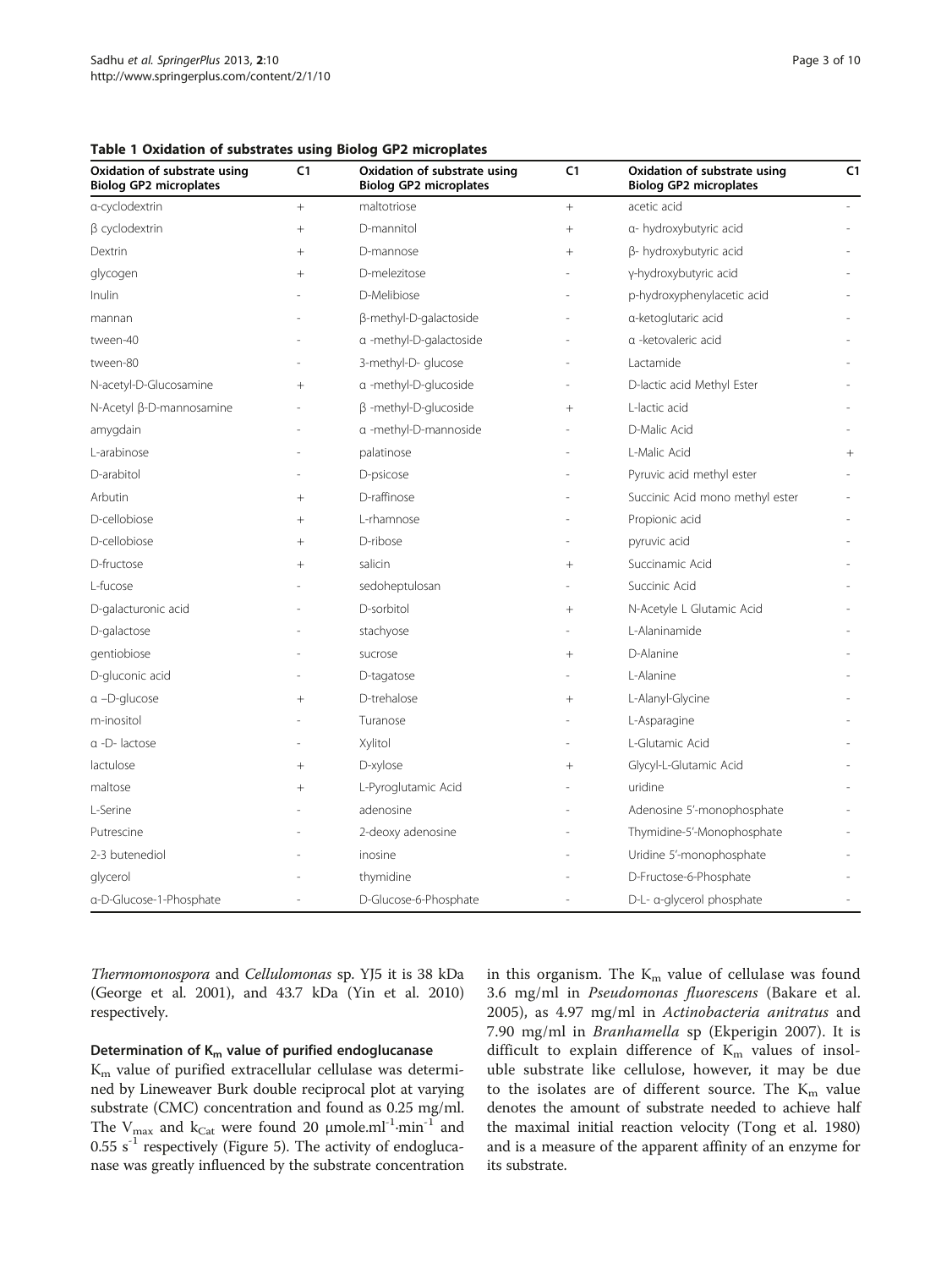**Table 1 Oxidation of substrates using Biolog GP2 microplates**

| Oxidation of substrate using Biolog GP2 microplates | C1 | Oxidation of substrate using Biolog GP2 microplates | C1 | Oxidation of substrate using Biolog GP2 microplates | C1 |
|---|---|---|---|---|---|
| α-cyclodextrin | + | maltotriose | + | acetic acid | - |
| β cyclodextrin | + | D-mannitol | + | α- hydroxybutyric acid | - |
| Dextrin | + | D-mannose | + | β- hydroxybutyric acid | - |
| glycogen | + | D-melezitose | - | γ-hydroxybutyric acid | - |
| Inulin | - | D-Melibiose | - | p-hydroxyphenylacetic acid | - |
| mannan | - | β-methyl-D-galactoside | - | α-ketoglutaric acid | - |
| tween-40 | - | α -methyl-D-galactoside | - | α -ketovaleric acid | - |
| tween-80 | - | 3-methyl-D- glucose | - | Lactamide | - |
| N-acetyl-D-Glucosamine | + | α -methyl-D-glucoside | - | D-lactic acid Methyl Ester | - |
| N-Acetyl β-D-mannosamine | - | β -methyl-D-glucoside | + | L-lactic acid | - |
| amygdain | - | α -methyl-D-mannoside | - | D-Malic Acid | - |
| L-arabinose | - | palatinose | - | L-Malic Acid | + |
| D-arabitol | - | D-psicose | - | Pyruvic acid methyl ester | - |
| Arbutin | + | D-raffinose | - | Succinic Acid mono methyl ester | - |
| D-cellobiose | + | L-rhamnose | - | Propionic acid | - |
| D-cellobiose | + | D-ribose | - | pyruvic acid | - |
| D-fructose | + | salicin | + | Succinamic Acid | - |
| L-fucose | - | sedoheptulosan | - | Succinic Acid | - |
| D-galacturonic acid | - | D-sorbitol | + | N-Acetyle L Glutamic Acid | - |
| D-galactose | - | stachyose | - | L-Alaninamide | - |
| gentiobiose | - | sucrose | + | D-Alanine | - |
| D-gluconic acid | - | D-tagatose | - | L-Alanine | - |
| α –D-glucose | + | D-trehalose | + | L-Alanyl-Glycine | - |
| m-inositol | - | Turanose | - | L-Asparagine | - |
| α -D- lactose | - | Xylitol | - | L-Glutamic Acid | - |
| lactulose | + | D-xylose | + | Glycyl-L-Glutamic Acid | - |
| maltose | + | L-Pyroglutamic Acid | - | uridine | - |
| L-Serine | - | adenosine | - | Adenosine 5′-monophosphate | - |
| Putrescine | - | 2-deoxy adenosine | - | Thymidine-5′-Monophosphate | - |
| 2-3 butenediol | - | inosine | - | Uridine 5′-monophosphate | - |
| glycerol | - | thymidine | - | D-Fructose-6-Phosphate | - |
| α-D-Glucose-1-Phosphate | - | D-Glucose-6-Phosphate | - | D-L- α-glycerol phosphate | - |

*Thermomonospora* and *Cellulomonas* sp. YJ5 it is 38 kDa (George et al. 2001), and 43.7 kDa (Yin et al. 2010) respectively.

### Determination of $K_m$ value of purified endoglucanase

$K_m$ value of purified extracellular cellulase was determined by Lineweaver Burk double reciprocal plot at varying substrate (CMC) concentration and found as 0.25 mg/ml. The $V_{max}$ and $k_{Cat}$ were found 20 μmole.ml$^{-1}$·min$^{-1}$ and 0.55 s$^{-1}$ respectively (Figure 5). The activity of endoglucanase was greatly influenced by the substrate concentration in this organism. The $K_m$ value of cellulase was found 3.6 mg/ml in *Pseudomonas fluorescens* (Bakare et al. 2005), as 4.97 mg/ml in *Actinobacteria anitratus* and 7.90 mg/ml in *Branhamella* sp (Ekperigin 2007). It is difficult to explain difference of $K_m$ values of insoluble substrate like cellulose, however, it may be due to the isolates are of different source. The $K_m$ value denotes the amount of substrate needed to achieve half the maximal initial reaction velocity (Tong et al. 1980) and is a measure of the apparent affinity of an enzyme for its substrate.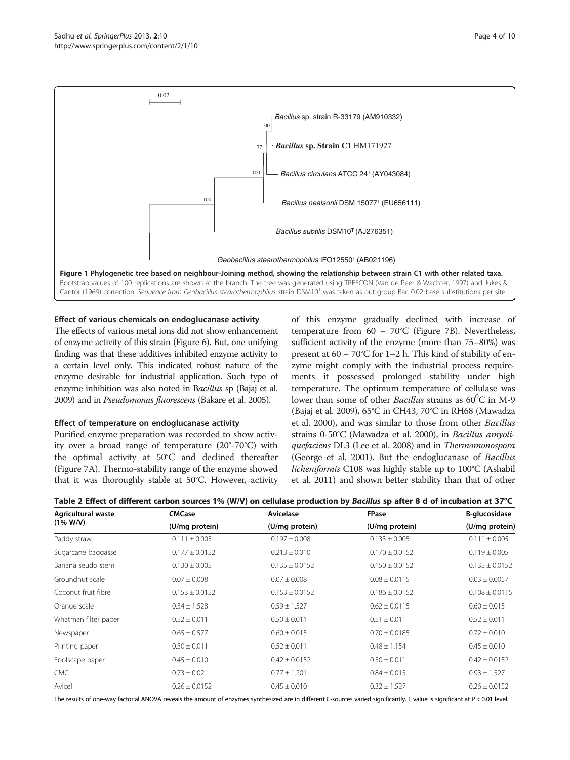**Figure 1 Phylogenetic tree based on neighbour-Joining method, showing the relationship between strain C1 with other related taxa.** Bootstrap values of 100 replications are shown at the branch. The tree was generated using TREECON (Van de Peer & Wachter, 1997) and Jukes & Cantor (1969) correction. *Sequence from Geobacillus stearothermophilus* strain DSM10[T] was taken as out group Bar. 0.02 base substitutions per site.

### Effect of various chemicals on endoglucanase activity

The effects of various metal ions did not show enhancement of enzyme activity of this strain (Figure 6). But, one unifying finding was that these additives inhibited enzyme activity to a certain level only. This indicated robust nature of the enzyme desirable for industrial application. Such type of enzyme inhibition was also noted in B*acillus* sp (Bajaj et al. 2009) and in *Pseudomonas fluorescens* (Bakare et al. 2005).

### Effect of temperature on endoglucanase activity

Purified enzyme preparation was recorded to show activity over a broad range of temperature (20°-70°C) with the optimal activity at 50°C and declined thereafter (Figure 7A). Thermo-stability range of the enzyme showed that it was thoroughly stable at 50°C. However, activity of this enzyme gradually declined with increase of temperature from 60 – 70°C (Figure 7B). Nevertheless, sufficient activity of the enzyme (more than 75–80%) was present at 60 – 70°C for 1–2 h. This kind of stability of enzyme might comply with the industrial process requirements it possessed prolonged stability under high temperature. The optimum temperature of cellulase was lower than some of other *Bacillus* strains as 60$^0$C in M-9 (Bajaj et al. 2009), 65°C in CH43, 70°C in RH68 (Mawadza et al. 2000), and was similar to those from other *Bacillus* strains 0-50°C (Mawadza et al. 2000), in *Bacillus amyoliquefaciens* DL3 (Lee et al. 2008) and in *Thermomonospora* (George et al. 2001). But the endoglucanase of *Bacillus licheniformis* C108 was highly stable up to 100°C (Ashabil et al. 2011) and shown better stability than that of other

**Table 2 Effect of different carbon sources 1% (W/V) on cellulase production by *Bacillus* sp after 8 d of incubation at 37°C**

| Agricultural waste (1% W/V) | CMCase (U/mg protein) | Avicelase (U/mg protein) | FPase (U/mg protein) | B-glucosidase (U/mg protein) |
|---|---|---|---|---|
| Paddy straw | 0.111 ± 0.005 | 0.197 ± 0.008 | 0.133 ± 0.005 | 0.111 ± 0.005 |
| Sugarcane baggasse | 0.177 ± 0.0152 | 0.213 ± 0.010 | 0.170 ± 0.0152 | 0.119 ± 0.005 |
| Banana seudo stem | 0.130 ± 0.005 | 0.135 ± 0.0152 | 0.150 ± 0.0152 | 0.135 ± 0.0152 |
| Groundnut scale | 0.07 ± 0.008 | 0.07 ± 0.008 | 0.08 ± 0.0115 | 0.03 ± 0.0057 |
| Coconut fruit fibre | 0.153 ± 0.0152 | 0.153 ± 0.0152 | 0.186 ± 0.0152 | 0.108 ± 0.0115 |
| Orange scale | 0.54 ± 1.528 | 0.59 ± 1.527 | 0.62 ± 0.0115 | 0.60 ± 0.015 |
| Whatman filter paper | 0.52 ± 0.011 | 0.50 ± 0.011 | 0.51 ± 0.011 | 0.52 ± 0.011 |
| Newspaper | 0.65 ± 0.577 | 0.60 ± 0.015 | 0.70 ± 0.0185 | 0.72 ± 0.010 |
| Printing paper | 0.50 ± 0.011 | 0.52 ± 0.011 | 0.48 ± 1.154 | 0.45 ± 0.010 |
| Foolscape paper | 0.45 ± 0.010 | 0.42 ± 0.0152 | 0.50 ± 0.011 | 0.42 ± 0.0152 |
| CMC | 0.73 ± 0.02 | 0.77 ± 1.201 | 0.84 ± 0.015 | 0.93 ± 1.527 |
| Avicel | 0.26 ± 0.0152 | 0.45 ± 0.010 | 0.32 ± 1.527 | 0.26 ± 0.0152 |

The results of one-way factorial ANOVA reveals the amount of enzymes synthesized are in different C-sources varied significantly. F value is significant at $P < 0.01$ level.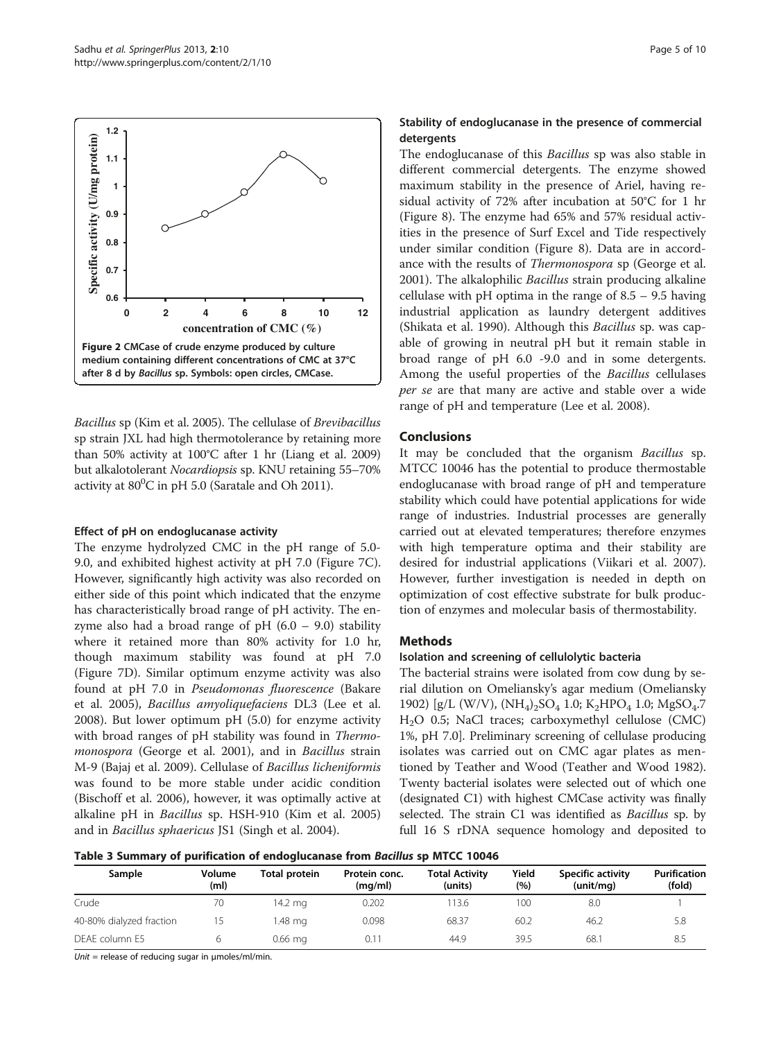Figure 2 CMCase of crude enzyme produced by culture medium containing different concentrations of CMC at 37°C after 8 d by *Bacillus* sp. Symbols: open circles, CMCase.

*Bacillus* sp (Kim et al. 2005). The cellulase of *Brevibacillus* sp strain JXL had high thermotolerance by retaining more than 50% activity at 100°C after 1 hr (Liang et al. 2009) but alkalotolerant *Nocardiopsis* sp. KNU retaining 55–70% activity at $80^0$C in pH 5.0 (Saratale and Oh 2011).

#### Effect of pH on endoglucanase activity

The enzyme hydrolyzed CMC in the pH range of 5.0-9.0, and exhibited highest activity at pH 7.0 (Figure 7C). However, significantly high activity was also recorded on either side of this point which indicated that the enzyme has characteristically broad range of pH activity. The enzyme also had a broad range of pH (6.0 – 9.0) stability where it retained more than 80% activity for 1.0 hr, though maximum stability was found at pH 7.0 (Figure 7D). Similar optimum enzyme activity was also found at pH 7.0 in *Pseudomonas fluorescence* (Bakare et al. 2005), *Bacillus amyoliquefaciens* DL3 (Lee et al. 2008). But lower optimum pH (5.0) for enzyme activity with broad ranges of pH stability was found in *Thermomonospora* (George et al. 2001), and in *Bacillus* strain M-9 (Bajaj et al. 2009). Cellulase of *Bacillus licheniformis* was found to be more stable under acidic condition (Bischoff et al. 2006), however, it was optimally active at alkaline pH in *Bacillus* sp. HSH-910 (Kim et al. 2005) and in *Bacillus sphaericus* JS1 (Singh et al. 2004).

#### Stability of endoglucanase in the presence of commercial detergents

The endoglucanase of this *Bacillus* sp was also stable in different commercial detergents. The enzyme showed maximum stability in the presence of Ariel, having residual activity of 72% after incubation at 50°C for 1 hr (Figure 8). The enzyme had 65% and 57% residual activities in the presence of Surf Excel and Tide respectively under similar condition (Figure 8). Data are in accordance with the results of *Thermonospora* sp (George et al. 2001). The alkalophilic *Bacillus* strain producing alkaline cellulase with pH optima in the range of 8.5 – 9.5 having industrial application as laundry detergent additives (Shikata et al. 1990). Although this *Bacillus* sp. was capable of growing in neutral pH but it remain stable in broad range of pH 6.0 -9.0 and in some detergents. Among the useful properties of the *Bacillus* cellulases *per se* are that many are active and stable over a wide range of pH and temperature (Lee et al. 2008).

## Conclusions

It may be concluded that the organism *Bacillus* sp. MTCC 10046 has the potential to produce thermostable endoglucanase with broad range of pH and temperature stability which could have potential applications for wide range of industries. Industrial processes are generally carried out at elevated temperatures; therefore enzymes with high temperature optima and their stability are desired for industrial applications (Viikari et al. 2007). However, further investigation is needed in depth on optimization of cost effective substrate for bulk production of enzymes and molecular basis of thermostability.

## Methods

#### Isolation and screening of cellulolytic bacteria

The bacterial strains were isolated from cow dung by serial dilution on Omeliansky's agar medium (Omeliansky 1902) [g/L (W/V), $(NH_4)_2SO_4$ 1.0; $K_2HPO_4$ 1.0; $MgSO_4.7H_2O$ 0.5; NaCl traces; carboxymethyl cellulose (CMC) 1%, pH 7.0]. Preliminary screening of cellulase producing isolates was carried out on CMC agar plates as mentioned by Teather and Wood (Teather and Wood 1982). Twenty bacterial isolates were selected out of which one (designated C1) with highest CMCase activity was finally selected. The strain C1 was identified as *Bacillus* sp. by full 16 S rDNA sequence homology and deposited to

**Table 3 Summary of purification of endoglucanase from *Bacillus* sp MTCC 10046**

| Sample | Volume (ml) | Total protein | Protein conc. (mg/ml) | Total Activity (units) | Yield (%) | Specific activity (unit/mg) | Purification (fold) |
|---|---|---|---|---|---|---|---|
| Crude | 70 | 14.2 mg | 0.202 | 113.6 | 100 | 8.0 | 1 |
| 40-80% dialyzed fraction | 15 | 1.48 mg | 0.098 | 68.37 | 60.2 | 46.2 | 5.8 |
| DEAE column E5 | 6 | 0.66 mg | 0.11 | 44.9 | 39.5 | 68.1 | 8.5 |

*Unit* = release of reducing sugar in µmoles/ml/min.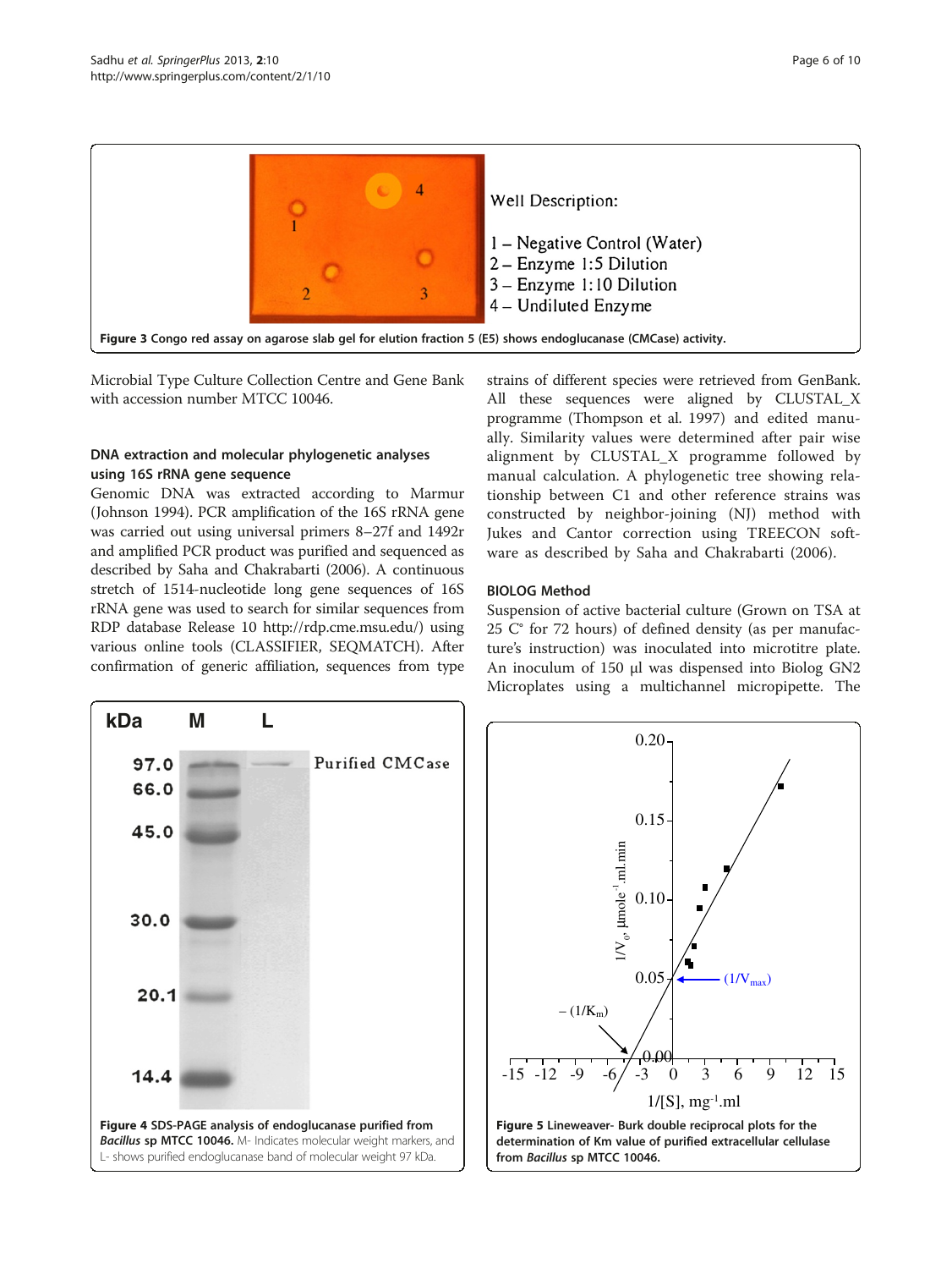Figure 3 Congo red assay on agarose slab gel for elution fraction 5 (E5) shows endoglucanase (CMCase) activity.

Microbial Type Culture Collection Centre and Gene Bank with accession number MTCC 10046.

### DNA extraction and molecular phylogenetic analyses using 16S rRNA gene sequence

Genomic DNA was extracted according to Marmur (Johnson 1994). PCR amplification of the 16S rRNA gene was carried out using universal primers 8–27f and 1492r and amplified PCR product was purified and sequenced as described by Saha and Chakrabarti (2006). A continuous stretch of 1514-nucleotide long gene sequences of 16S rRNA gene was used to search for similar sequences from RDP database Release 10 http://rdp.cme.msu.edu/) using various online tools (CLASSIFIER, SEQMATCH). After confirmation of generic affiliation, sequences from type strains of different species were retrieved from GenBank. All these sequences were aligned by CLUSTAL_X programme (Thompson et al. 1997) and edited manually. Similarity values were determined after pair wise alignment by CLUSTAL_X programme followed by manual calculation. A phylogenetic tree showing relationship between C1 and other reference strains was constructed by neighbor-joining (NJ) method with Jukes and Cantor correction using TREECON software as described by Saha and Chakrabarti (2006).

### BIOLOG Method

Suspension of active bacterial culture (Grown on TSA at 25 C° for 72 hours) of defined density (as per manufacture's instruction) was inoculated into microtitre plate. An inoculum of 150 µl was dispensed into Biolog GN2 Microplates using a multichannel micropipette. The

**Figure 4** SDS-PAGE analysis of endoglucanase purified from *Bacillus* sp MTCC 10046. M- Indicates molecular weight markers, and L- shows purified endoglucanase band of molecular weight 97 kDa.

**Figure 5** Lineweaver- Burk double reciprocal plots for the determination of Km value of purified extracellular cellulase from *Bacillus* sp MTCC 10046.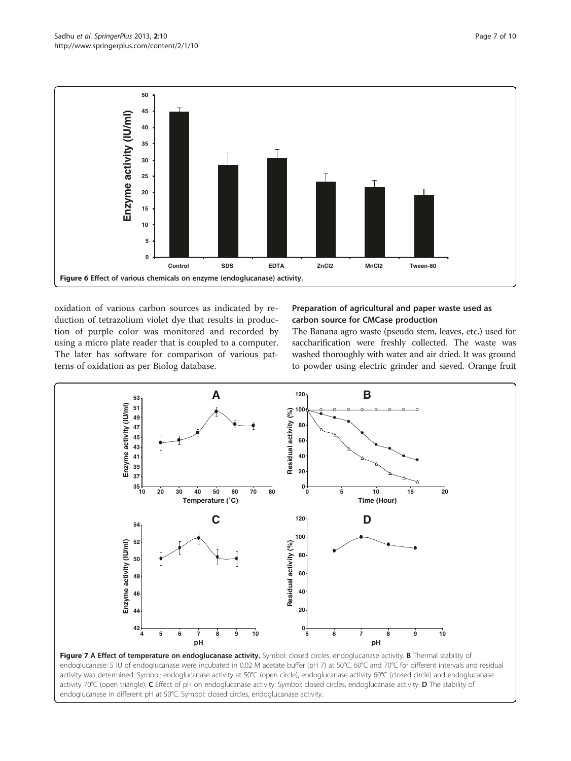Figure 6 Effect of various chemicals on enzyme (endoglucanase) activity.

oxidation of various carbon sources as indicated by reduction of tetrazolium violet dye that results in production of purple color was monitored and recorded by using a micro plate reader that is coupled to a computer. The later has software for comparison of various patterns of oxidation as per Biolog database.

### Preparation of agricultural and paper waste used as carbon source for CMCase production

The Banana agro waste (pseudo stem, leaves, etc.) used for saccharification were freshly collected. The waste was washed thoroughly with water and air dried. It was ground to powder using electric grinder and sieved. Orange fruit

**Figure 7 A Effect of temperature on endoglucanase activity.** Symbol: closed circles, endoglucanase activity. **B** Thermal stability of endoglucanase: 5 IU of endoglucanase were incubated in 0.02 M acetate buffer (pH 7) at 50°C, 60°C and 70°C for different intervals and residual activity was determined. Symbol: endoglucanase activity at 50°C (open circle), endoglucanase activity 60°C (closed circle) and endoglucanase activity 70°C (open triangle). **C** Effect of pH on endoglucanase activity. Symbol: closed circles, endoglucanase activity. **D** The stability of endoglucanase in different pH at 50°C. Symbol: closed circles, endoglucanase activity.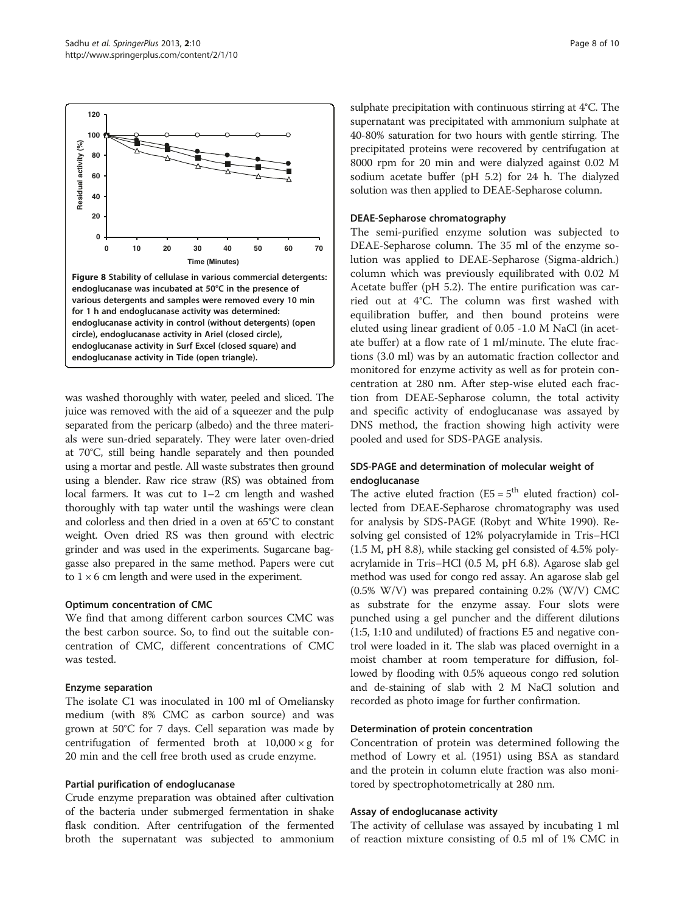**Figure 8 Stability of cellulase in various commercial detergents: endoglucanase was incubated at 50°C in the presence of various detergents and samples were removed every 10 min for 1 h and endoglucanase activity was determined: endoglucanase activity in control (without detergents) (open circle), endoglucanase activity in Ariel (closed circle), endoglucanase activity in Surf Excel (closed square) and endoglucanase activity in Tide (open triangle).**

was washed thoroughly with water, peeled and sliced. The juice was removed with the aid of a squeezer and the pulp separated from the pericarp (albedo) and the three materials were sun-dried separately. They were later oven-dried at 70°C, still being handle separately and then pounded using a mortar and pestle. All waste substrates then ground using a blender. Raw rice straw (RS) was obtained from local farmers. It was cut to 1–2 cm length and washed thoroughly with tap water until the washings were clean and colorless and then dried in a oven at 65°C to constant weight. Oven dried RS was then ground with electric grinder and was used in the experiments. Sugarcane baggasse also prepared in the same method. Papers were cut to 1 × 6 cm length and were used in the experiment.

#### Optimum concentration of CMC

We find that among different carbon sources CMC was the best carbon source. So, to find out the suitable concentration of CMC, different concentrations of CMC was tested.

#### Enzyme separation

The isolate C1 was inoculated in 100 ml of Omeliansky medium (with 8% CMC as carbon source) and was grown at 50°C for 7 days. Cell separation was made by centrifugation of fermented broth at 10,000 × g for 20 min and the cell free broth used as crude enzyme.

#### Partial purification of endoglucanase

Crude enzyme preparation was obtained after cultivation of the bacteria under submerged fermentation in shake flask condition. After centrifugation of the fermented broth the supernatant was subjected to ammonium sulphate precipitation with continuous stirring at 4°C. The supernatant was precipitated with ammonium sulphate at 40-80% saturation for two hours with gentle stirring. The precipitated proteins were recovered by centrifugation at 8000 rpm for 20 min and were dialyzed against 0.02 M sodium acetate buffer (pH 5.2) for 24 h. The dialyzed solution was then applied to DEAE-Sepharose column.

#### DEAE-Sepharose chromatography

The semi-purified enzyme solution was subjected to DEAE-Sepharose column. The 35 ml of the enzyme solution was applied to DEAE-Sepharose (Sigma-aldrich.) column which was previously equilibrated with 0.02 M Acetate buffer (pH 5.2). The entire purification was carried out at 4°C. The column was first washed with equilibration buffer, and then bound proteins were eluted using linear gradient of 0.05 -1.0 M NaCl (in acetate buffer) at a flow rate of 1 ml/minute. The elute fractions (3.0 ml) was by an automatic fraction collector and monitored for enzyme activity as well as for protein concentration at 280 nm. After step-wise eluted each fraction from DEAE-Sepharose column, the total activity and specific activity of endoglucanase was assayed by DNS method, the fraction showing high activity were pooled and used for SDS-PAGE analysis.

#### SDS-PAGE and determination of molecular weight of endoglucanase

The active eluted fraction (E5 = 5$^{th}$ eluted fraction) collected from DEAE-Sepharose chromatography was used for analysis by SDS-PAGE (Robyt and White 1990). Resolving gel consisted of 12% polyacrylamide in Tris–HCl (1.5 M, pH 8.8), while stacking gel consisted of 4.5% polyacrylamide in Tris–HCl (0.5 M, pH 6.8). Agarose slab gel method was used for congo red assay. An agarose slab gel (0.5% W/V) was prepared containing 0.2% (W/V) CMC as substrate for the enzyme assay. Four slots were punched using a gel puncher and the different dilutions (1:5, 1:10 and undiluted) of fractions E5 and negative control were loaded in it. The slab was placed overnight in a moist chamber at room temperature for diffusion, followed by flooding with 0.5% aqueous congo red solution and de-staining of slab with 2 M NaCl solution and recorded as photo image for further confirmation.

#### Determination of protein concentration

Concentration of protein was determined following the method of Lowry et al. (1951) using BSA as standard and the protein in column elute fraction was also monitored by spectrophotometrically at 280 nm.

#### Assay of endoglucanase activity

The activity of cellulase was assayed by incubating 1 ml of reaction mixture consisting of 0.5 ml of 1% CMC in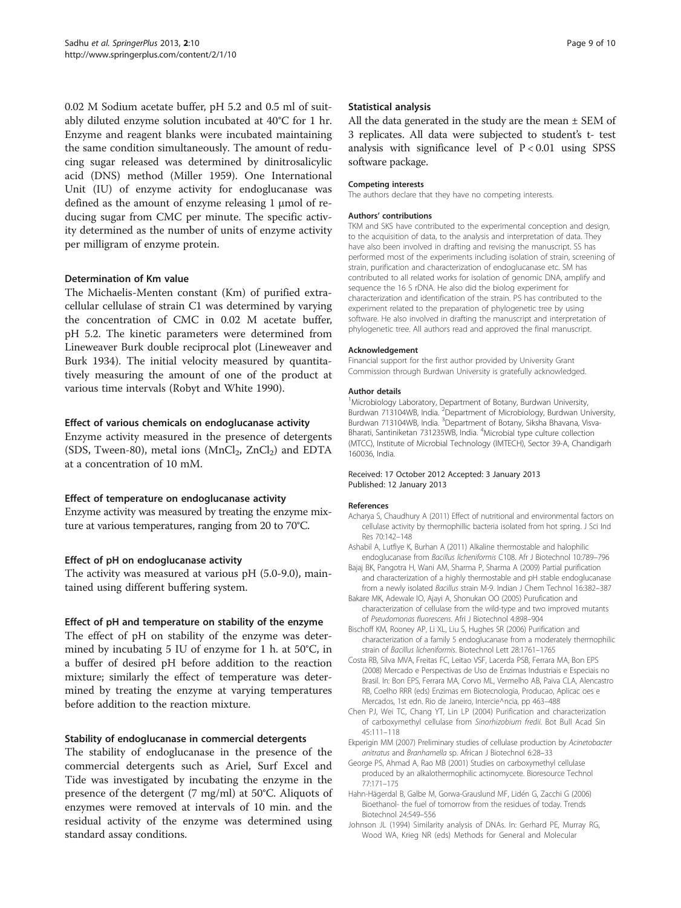0.02 M Sodium acetate buffer, pH 5.2 and 0.5 ml of suitably diluted enzyme solution incubated at 40°C for 1 hr. Enzyme and reagent blanks were incubated maintaining the same condition simultaneously. The amount of reducing sugar released was determined by dinitrosalicylic acid (DNS) method (Miller 1959). One International Unit (IU) of enzyme activity for endoglucanase was defined as the amount of enzyme releasing 1 μmol of reducing sugar from CMC per minute. The specific activity determined as the number of units of enzyme activity per milligram of enzyme protein.

### Determination of Km value

The Michaelis-Menten constant (Km) of purified extracellular cellulase of strain C1 was determined by varying the concentration of CMC in 0.02 M acetate buffer, pH 5.2. The kinetic parameters were determined from Lineweaver Burk double reciprocal plot (Lineweaver and Burk 1934). The initial velocity measured by quantitatively measuring the amount of one of the product at various time intervals (Robyt and White 1990).

### Effect of various chemicals on endoglucanase activity

Enzyme activity measured in the presence of detergents (SDS, Tween-80), metal ions ($MnCl_2$, $ZnCl_2$) and EDTA at a concentration of 10 mM.

### Effect of temperature on endoglucanase activity

Enzyme activity was measured by treating the enzyme mixture at various temperatures, ranging from 20 to 70°C.

### Effect of pH on endoglucanase activity

The activity was measured at various pH (5.0-9.0), maintained using different buffering system.

### Effect of pH and temperature on stability of the enzyme

The effect of pH on stability of the enzyme was determined by incubating 5 IU of enzyme for 1 h. at 50°C, in a buffer of desired pH before addition to the reaction mixture; similarly the effect of temperature was determined by treating the enzyme at varying temperatures before addition to the reaction mixture.

### Stability of endoglucanase in commercial detergents

The stability of endoglucanase in the presence of the commercial detergents such as Ariel, Surf Excel and Tide was investigated by incubating the enzyme in the presence of the detergent (7 mg/ml) at 50°C. Aliquots of enzymes were removed at intervals of 10 min. and the residual activity of the enzyme was determined using standard assay conditions.

### Statistical analysis

All the data generated in the study are the mean ± SEM of 3 replicates. All data were subjected to student's t- test analysis with significance level of $P < 0.01$ using SPSS software package.

#### Competing interests

The authors declare that they have no competing interests.

#### Authors' contributions

TKM and SKS have contributed to the experimental conception and design, to the acquisition of data, to the analysis and interpretation of data. They have also been involved in drafting and revising the manuscript. SS has performed most of the experiments including isolation of strain, screening of strain, purification and characterization of endoglucanase etc. SM has contributed to all related works for isolation of genomic DNA, amplify and sequence the 16 S rDNA. He also did the biolog experiment for characterization and identification of the strain. PS has contributed to the experiment related to the preparation of phylogenetic tree by using software. He also involved in drafting the manuscript and interpretation of phylogenetic tree. All authors read and approved the final manuscript.

#### Acknowledgement

Financial support for the first author provided by University Grant Commission through Burdwan University is gratefully acknowledged.

#### Author details

[1]Microbiology Laboratory, Department of Botany, Burdwan University, Burdwan 713104WB, India. [2]Department of Microbiology, Burdwan University, Burdwan 713104WB, India. [3]Department of Botany, Siksha Bhavana, Visva-Bharati, Santiniketan 731235WB, India. [4]Microbial type culture collection (MTCC), Institute of Microbial Technology (IMTECH), Sector 39-A, Chandigarh 160036, India.

Received: 17 October 2012 Accepted: 3 January 2013
Published: 12 January 2013

#### References

Acharya S, Chaudhury A (2011) Effect of nutritional and environmental factors on cellulase activity by thermophillic bacteria isolated from hot spring. J Sci Ind Res 70:142–148

Ashabil A, Lutfiye K, Burhan A (2011) Alkaline thermostable and halophilic endoglucanase from *Bacillus licheniformis* C108. Afr J Biotechnol 10:789–796

Bajaj BK, Pangotra H, Wani AM, Sharma P, Sharma A (2009) Partial purification and characterization of a highly thermostable and pH stable endoglucanase from a newly isolated *Bacillus* strain M-9. Indian J Chem Technol 16:382–387

Bakare MK, Adewale IO, Ajayi A, Shonukan OO (2005) Purufication and characterization of cellulase from the wild-type and two improved mutants of *Pseudomonas fluorescens*. Afri J Biotechnol 4:898–904

Bischoff KM, Rooney AP, Li XL, Liu S, Hughes SR (2006) Purification and characterization of a family 5 endoglucanase from a moderately thermophilic strain of *Bacillus licheniformis*. Biotechnol Lett 28:1761–1765

Costa RB, Silva MVA, Freitas FC, Leitao VSF, Lacerda PSB, Ferrara MA, Bon EPS (2008) Mercado e Perspectivas de Uso de Enzimas Industriais e Especiais no Brasil. In: Bon EPS, Ferrara MA, Corvo ML, Vermelho AB, Paiva CLA, Alencastro RB, Coelho RRR (eds) Enzimas em Biotecnologia, Producao, Aplicac oes e Mercados, 1st edn. Rio de Janeiro, Intercie^ncia, pp 463–488

Chen PJ, Wei TC, Chang YT, Lin LP (2004) Purification and characterization of carboxymethyl cellulase from *Sinorhizobium fredii*. Bot Bull Acad Sin 45:111–118

Ekperigin MM (2007) Preliminary studies of cellulase production by *Acinetobacter anitratus* and *Branhamella* sp. African J Biotechnol 6:28–33

George PS, Ahmad A, Rao MB (2001) Studies on carboxymethyl cellulase produced by an alkalothermophilic actinomycete. Bioresource Technol 77:171–175

Hahn-Hägerdal B, Galbe M, Gorwa-Grauslund MF, Lidén G, Zacchi G (2006) Bioethanol- the fuel of tomorrow from the residues of today. Trends Biotechnol 24:549–556

Johnson JL (1994) Similarity analysis of DNAs. In: Gerhard PE, Murray RG, Wood WA, Krieg NR (eds) Methods for General and Molecular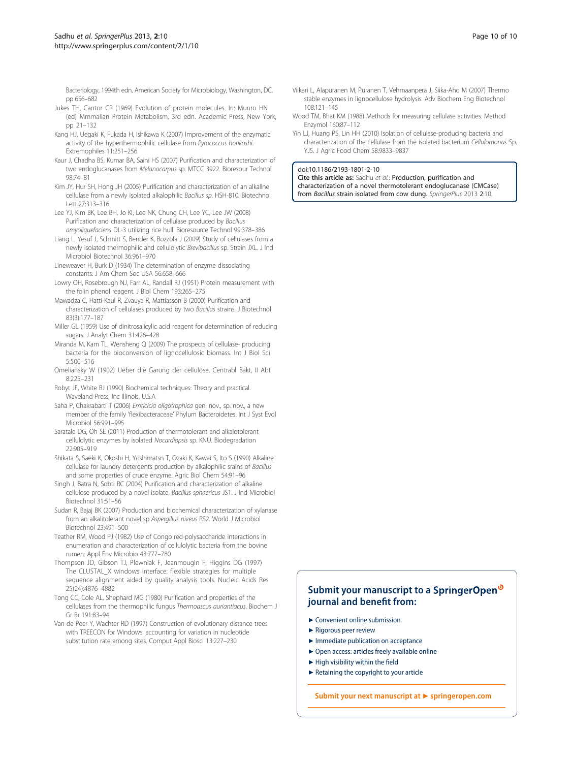Bacteriology, 1994th edn. American Society for Microbiology, Washington, DC, pp 656–682

Jukes TH, Cantor CR (1969) Evolution of protein molecules. In: Munro HN (ed) Mmmalian Protein Metabolism, 3rd edn. Academic Press, New York, pp 21–132

Kang HJ, Uegaki K, Fukada H, Ishikawa K (2007) Improvement of the enzymatic activity of the hyperthermophilic cellulase from *Pyrococcus horikoshi*. Extremophiles 11:251–256

Kaur J, Chadha BS, Kumar BA, Saini HS (2007) Purification and characterization of two endoglucanases from *Melanocarpus* sp. MTCC 3922. Bioresour Technol 98:74–81

Kim JY, Hur SH, Hong JH (2005) Purification and characterization of an alkaline cellulase from a newly isolated alkalophilic *Bacillus sp*. HSH-810. Biotechnol Lett 27:313–316

Lee YJ, Kim BK, Lee BH, Jo KI, Lee NK, Chung CH, Lee YC, Lee JW (2008) Purification and characterization of cellulase produced by *Bacillus amyoliquefaciens* DL-3 utilizing rice hull. Bioresource Technol 99:378–386

Liang L, Yesuf J, Schmitt S, Bender K, Bozzola J (2009) Study of cellulases from a newly isolated thermophilic and cellulolytic *Brevibacillus* sp. Strain JXL. J Ind Microbiol Biotechnol 36:961–970

Lineweaver H, Burk D (1934) The determination of enzyme dissociating constants. J Am Chem Soc USA 56:658–666

Lowry OH, Rosebrough NJ, Farr AL, Randall RJ (1951) Protein measurement with the folin phenol reagent. J Biol Chem 193:265–275

Mawadza C, Hatti-Kaul R, Zvauya R, Mattiasson B (2000) Purification and characterization of cellulases produced by two *Bacillus* strains. J Biotechnol 83(3):177–187

Miller GL (1959) Use of dinitrosalicylic acid reagent for determination of reducing sugars. J Analyt Chem 31:426–428

Miranda M, Kam TL, Wensheng Q (2009) The prospects of cellulase- producing bacteria for the bioconversion of lignocellulosic biomass. Int J Biol Sci 5:500–516

Omeliansky W (1902) Ueber die Garung der cellulose. Centrabl Bakt, II Abt 8:225–231

Robyt JF, White BJ (1990) Biochemical techniques: Theory and practical. Waveland Press, Inc Illinois, U.S.A

Saha P, Chakrabarti T (2006) *Emticicia oligotrophica* gen. nov., sp. nov., a new member of the family 'flexibacteraceae' Phylum Bacteroidetes. Int J Syst Evol Microbiol 56:991–995

Saratale DG, Oh SE (2011) Production of thermotolerant and alkalotolerant cellulolytic enzymes by isolated *Nocardiopsis* sp. KNU. Biodegradation 22:905–919

Shikata S, Saeki K, Okoshi H, Yoshimatsn T, Ozaki K, Kawai S, Ito S (1990) Alkaline cellulase for laundry detergents production by alkalophilic srains of *Bacillus* and some properties of crude enzyme. Agric Biol Chem 54:91–96

Singh J, Batra N, Sobti RC (2004) Purification and characterization of alkaline cellulose produced by a novel isolate, *Bacillus sphaericus* JS1. J Ind Microbiol Biotechnol 31:51–56

Sudan R, Bajaj BK (2007) Production and biochemical characterization of xylanase from an alkalitolerant novel sp *Aspergillus niveus* RS2. World J Microbiol Biotechnol 23:491–500

Teather RM, Wood PJ (1982) Use of Congo red-polysaccharide interactions in enumeration and characterization of cellulolytic bacteria from the bovine rumen. Appl Env Microbio 43:777–780

Thompson JD, Gibson TJ, Plewniak F, Jeanmougin F, Higgins DG (1997) The CLUSTAL_X windows interface: flexible strategies for multiple sequence alignment aided by quality analysis tools. Nucleic Acids Res 25(24):4876–4882

Tong CC, Cole AL, Shephard MG (1980) Purification and properties of the cellulases from the thermophilic fungus *Thermoascus auriantiacus*. Biochem J Gr Br 191:83–94

Van de Peer Y, Wachter RD (1997) Construction of evolutionary distance trees with TREECON for Windows: accounting for variation in nucleotide substitution rate among sites. Comput Appl Biosci 13:227–230

Viikari L, Alapuranen M, Puranen T, Vehmaanperä J, Siika-Aho M (2007) Thermo stable enzymes in lignocellulose hydrolysis. Adv Biochem Eng Biotechnol 108:121–145

Wood TM, Bhat KM (1988) Methods for measuring cellulase activities. Method Enzymol 160:87–112

Yin LJ, Huang PS, Lin HH (2010) Isolation of cellulase-producing bacteria and characterization of the cellulase from the isolated bacterium *Cellulomonas* Sp. YJ5. J Agric Food Chem 58:9833–9837

doi:10.1186/2193-1801-2-10

**Cite this article as:** Sadhu *et al.*: Production, purification and characterization of a novel thermotolerant endoglucanase (CMCase) from *Bacillus* strain isolated from cow dung. *SpringerPlus* 2013 **2**:10.

**Submit your manuscript to a SpringerOpen journal and benefit from:**

- ► Convenient online submission
- ► Rigorous peer review
- ► Immediate publication on acceptance
- ► Open access: articles freely available online
- ► High visibility within the field
- ► Retaining the copyright to your article

**Submit your next manuscript at ► springeropen.com**